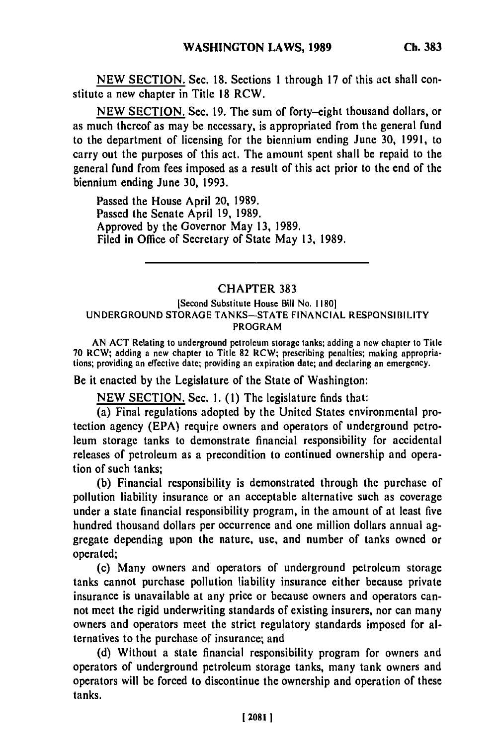NEW SECTION. Sec. 18. Sections 1 through 17 of this act shall constitute a new chapter in Title 18 RCW.

NEW SECTION. Sec. 19. The sum of forty-eight thousand dollars, or as much thereof as may be necessary, is appropriated from the general fund to the department of licensing for the biennium ending June 30, 1991, to carry out the purposes of this act. The amount spent shall be repaid to the general fund from fees imposed as a result of this act prior to the end of the biennium ending June 30, 1993.

Passed the House April 20, 1989.
Passed the Senate April 19, 1989.
Approved by the Governor May 13, 1989.
Filed in Office of Secretary of State May 13, 1989.

---

## CHAPTER 383

[Second Substitute House Bill No. 1180]

UNDERGROUND STORAGE TANKS—STATE FINANCIAL RESPONSIBILITY PROGRAM

AN ACT Relating to underground petroleum storage tanks; adding a new chapter to Title 70 RCW; adding a new chapter to Title 82 RCW; prescribing penalties; making appropriations; providing an effective date; providing an expiration date; and declaring an emergency.

Be it enacted by the Legislature of the State of Washington:

NEW SECTION. Sec. 1. (1) The legislature finds that:

(a) Final regulations adopted by the United States environmental protection agency (EPA) require owners and operators of underground petroleum storage tanks to demonstrate financial responsibility for accidental releases of petroleum as a precondition to continued ownership and operation of such tanks;

(b) Financial responsibility is demonstrated through the purchase of pollution liability insurance or an acceptable alternative such as coverage under a state financial responsibility program, in the amount of at least five hundred thousand dollars per occurrence and one million dollars annual aggregate depending upon the nature, use, and number of tanks owned or operated;

(c) Many owners and operators of underground petroleum storage tanks cannot purchase pollution liability insurance either because private insurance is unavailable at any price or because owners and operators cannot meet the rigid underwriting standards of existing insurers, nor can many owners and operators meet the strict regulatory standards imposed for alternatives to the purchase of insurance; and

(d) Without a state financial responsibility program for owners and operators of underground petroleum storage tanks, many tank owners and operators will be forced to discontinue the ownership and operation of these tanks.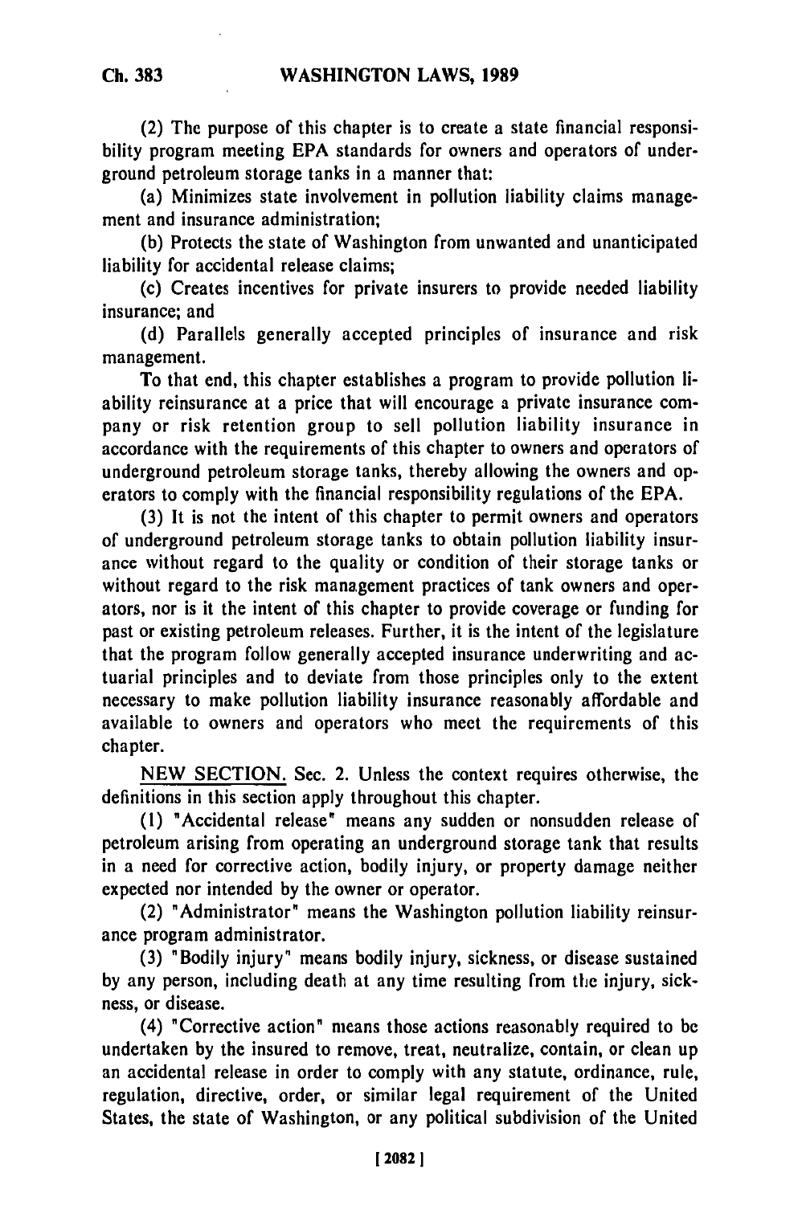(2) The purpose of this chapter is to create a state financial responsibility program meeting EPA standards for owners and operators of underground petroleum storage tanks in a manner that:

(a) Minimizes state involvement in pollution liability claims management and insurance administration;

(b) Protects the state of Washington from unwanted and unanticipated liability for accidental release claims;

(c) Creates incentives for private insurers to provide needed liability insurance; and

(d) Parallels generally accepted principles of insurance and risk management.

To that end, this chapter establishes a program to provide pollution liability reinsurance at a price that will encourage a private insurance company or risk retention group to sell pollution liability insurance in accordance with the requirements of this chapter to owners and operators of underground petroleum storage tanks, thereby allowing the owners and operators to comply with the financial responsibility regulations of the EPA.

(3) It is not the intent of this chapter to permit owners and operators of underground petroleum storage tanks to obtain pollution liability insurance without regard to the quality or condition of their storage tanks or without regard to the risk management practices of tank owners and operators, nor is it the intent of this chapter to provide coverage or funding for past or existing petroleum releases. Further, it is the intent of the legislature that the program follow generally accepted insurance underwriting and actuarial principles and to deviate from those principles only to the extent necessary to make pollution liability insurance reasonably affordable and available to owners and operators who meet the requirements of this chapter.

NEW SECTION. Sec. 2. Unless the context requires otherwise, the definitions in this section apply throughout this chapter.

(1) "Accidental release" means any sudden or nonsudden release of petroleum arising from operating an underground storage tank that results in a need for corrective action, bodily injury, or property damage neither expected nor intended by the owner or operator.

(2) "Administrator" means the Washington pollution liability reinsurance program administrator.

(3) "Bodily injury" means bodily injury, sickness, or disease sustained by any person, including death at any time resulting from the injury, sickness, or disease.

(4) "Corrective action" means those actions reasonably required to be undertaken by the insured to remove, treat, neutralize, contain, or clean up an accidental release in order to comply with any statute, ordinance, rule, regulation, directive, order, or similar legal requirement of the United States, the state of Washington, or any political subdivision of the United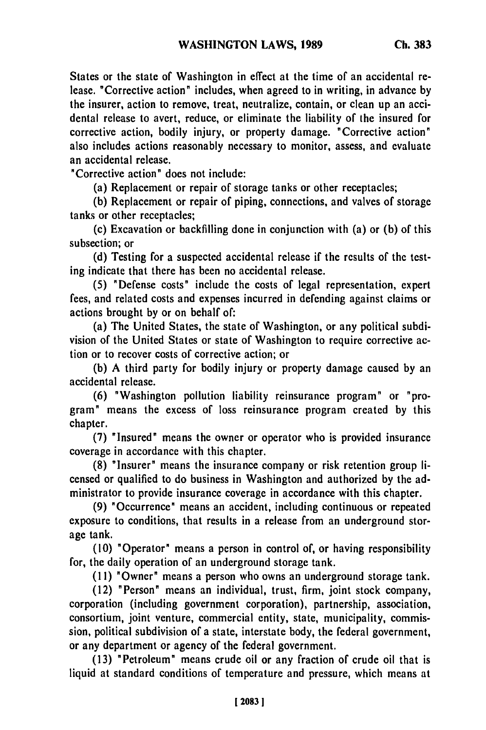States or the state of Washington in effect at the time of an accidental release. "Corrective action" includes, when agreed to in writing, in advance by the insurer, action to remove, treat, neutralize, contain, or clean up an accidental release to avert, reduce, or eliminate the liability of the insured for corrective action, bodily injury, or property damage. "Corrective action" also includes actions reasonably necessary to monitor, assess, and evaluate an accidental release.

"Corrective action" does not include:

(a) Replacement or repair of storage tanks or other receptacles;

(b) Replacement or repair of piping, connections, and valves of storage tanks or other receptacles;

(c) Excavation or backfilling done in conjunction with (a) or (b) of this subsection; or

(d) Testing for a suspected accidental release if the results of the testing indicate that there has been no accidental release.

(5) "Defense costs" include the costs of legal representation, expert fees, and related costs and expenses incurred in defending against claims or actions brought by or on behalf of:

(a) The United States, the state of Washington, or any political subdivision of the United States or state of Washington to require corrective action or to recover costs of corrective action; or

(b) A third party for bodily injury or property damage caused by an accidental release.

(6) "Washington pollution liability reinsurance program" or "program" means the excess of loss reinsurance program created by this chapter.

(7) "Insured" means the owner or operator who is provided insurance coverage in accordance with this chapter.

(8) "Insurer" means the insurance company or risk retention group licensed or qualified to do business in Washington and authorized by the administrator to provide insurance coverage in accordance with this chapter.

(9) "Occurrence" means an accident, including continuous or repeated exposure to conditions, that results in a release from an underground storage tank.

(10) "Operator" means a person in control of, or having responsibility for, the daily operation of an underground storage tank.

(11) "Owner" means a person who owns an underground storage tank.

(12) "Person" means an individual, trust, firm, joint stock company, corporation (including government corporation), partnership, association, consortium, joint venture, commercial entity, state, municipality, commission, political subdivision of a state, interstate body, the federal government, or any department or agency of the federal government.

(13) "Petroleum" means crude oil or any fraction of crude oil that is liquid at standard conditions of temperature and pressure, which means at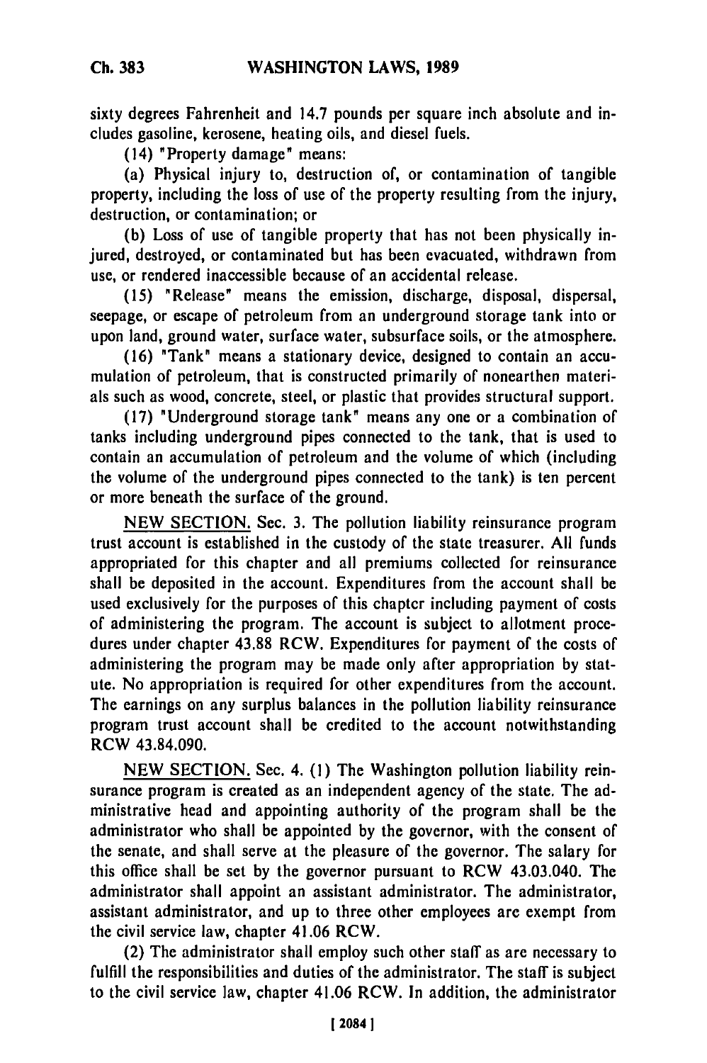sixty degrees Fahrenheit and 14.7 pounds per square inch absolute and includes gasoline, kerosene, heating oils, and diesel fuels.

(14) "Property damage" means:

(a) Physical injury to, destruction of, or contamination of tangible property, including the loss of use of the property resulting from the injury, destruction, or contamination; or

(b) Loss of use of tangible property that has not been physically injured, destroyed, or contaminated but has been evacuated, withdrawn from use, or rendered inaccessible because of an accidental release.

(15) "Release" means the emission, discharge, disposal, dispersal, seepage, or escape of petroleum from an underground storage tank into or upon land, ground water, surface water, subsurface soils, or the atmosphere.

(16) "Tank" means a stationary device, designed to contain an accumulation of petroleum, that is constructed primarily of nonearthen materials such as wood, concrete, steel, or plastic that provides structural support.

(17) "Underground storage tank" means any one or a combination of tanks including underground pipes connected to the tank, that is used to contain an accumulation of petroleum and the volume of which (including the volume of the underground pipes connected to the tank) is ten percent or more beneath the surface of the ground.

NEW SECTION. Sec. 3. The pollution liability reinsurance program trust account is established in the custody of the state treasurer. All funds appropriated for this chapter and all premiums collected for reinsurance shall be deposited in the account. Expenditures from the account shall be used exclusively for the purposes of this chapter including payment of costs of administering the program. The account is subject to allotment procedures under chapter 43.88 RCW. Expenditures for payment of the costs of administering the program may be made only after appropriation by statute. No appropriation is required for other expenditures from the account. The earnings on any surplus balances in the pollution liability reinsurance program trust account shall be credited to the account notwithstanding RCW 43.84.090.

NEW SECTION. Sec. 4. (1) The Washington pollution liability reinsurance program is created as an independent agency of the state. The administrative head and appointing authority of the program shall be the administrator who shall be appointed by the governor, with the consent of the senate, and shall serve at the pleasure of the governor. The salary for this office shall be set by the governor pursuant to RCW 43.03.040. The administrator shall appoint an assistant administrator. The administrator, assistant administrator, and up to three other employees are exempt from the civil service law, chapter 41.06 RCW.

(2) The administrator shall employ such other staff as are necessary to fulfill the responsibilities and duties of the administrator. The staff is subject to the civil service law, chapter 41.06 RCW. In addition, the administrator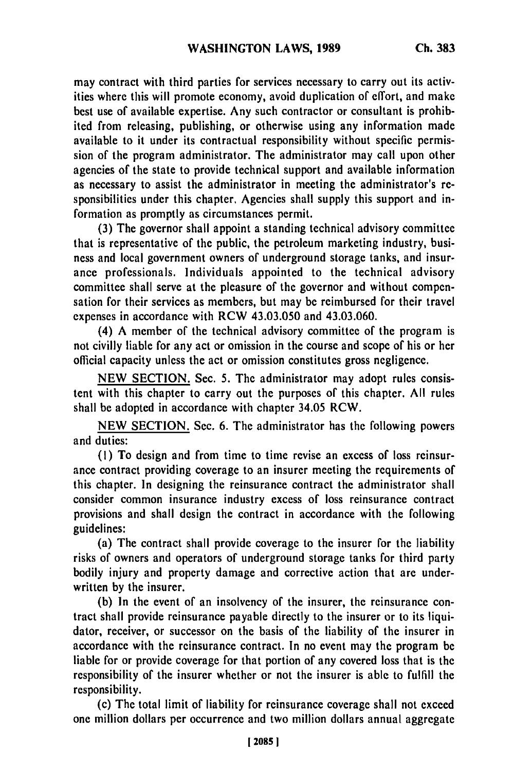may contract with third parties for services necessary to carry out its activities where this will promote economy, avoid duplication of effort, and make best use of available expertise. Any such contractor or consultant is prohibited from releasing, publishing, or otherwise using any information made available to it under its contractual responsibility without specific permission of the program administrator. The administrator may call upon other agencies of the state to provide technical support and available information as necessary to assist the administrator in meeting the administrator's responsibilities under this chapter. Agencies shall supply this support and information as promptly as circumstances permit.

(3) The governor shall appoint a standing technical advisory committee that is representative of the public, the petroleum marketing industry, business and local government owners of underground storage tanks, and insurance professionals. Individuals appointed to the technical advisory committee shall serve at the pleasure of the governor and without compensation for their services as members, but may be reimbursed for their travel expenses in accordance with RCW 43.03.050 and 43.03.060.

(4) A member of the technical advisory committee of the program is not civilly liable for any act or omission in the course and scope of his or her official capacity unless the act or omission constitutes gross negligence.

NEW SECTION. Sec. 5. The administrator may adopt rules consistent with this chapter to carry out the purposes of this chapter. All rules shall be adopted in accordance with chapter 34.05 RCW.

NEW SECTION. Sec. 6. The administrator has the following powers and duties:

(1) To design and from time to time revise an excess of loss reinsurance contract providing coverage to an insurer meeting the requirements of this chapter. In designing the reinsurance contract the administrator shall consider common insurance industry excess of loss reinsurance contract provisions and shall design the contract in accordance with the following guidelines:

(a) The contract shall provide coverage to the insurer for the liability risks of owners and operators of underground storage tanks for third party bodily injury and property damage and corrective action that are underwritten by the insurer.

(b) In the event of an insolvency of the insurer, the reinsurance contract shall provide reinsurance payable directly to the insurer or to its liquidator, receiver, or successor on the basis of the liability of the insurer in accordance with the reinsurance contract. In no event may the program be liable for or provide coverage for that portion of any covered loss that is the responsibility of the insurer whether or not the insurer is able to fulfill the responsibility.

(c) The total limit of liability for reinsurance coverage shall not exceed one million dollars per occurrence and two million dollars annual aggregate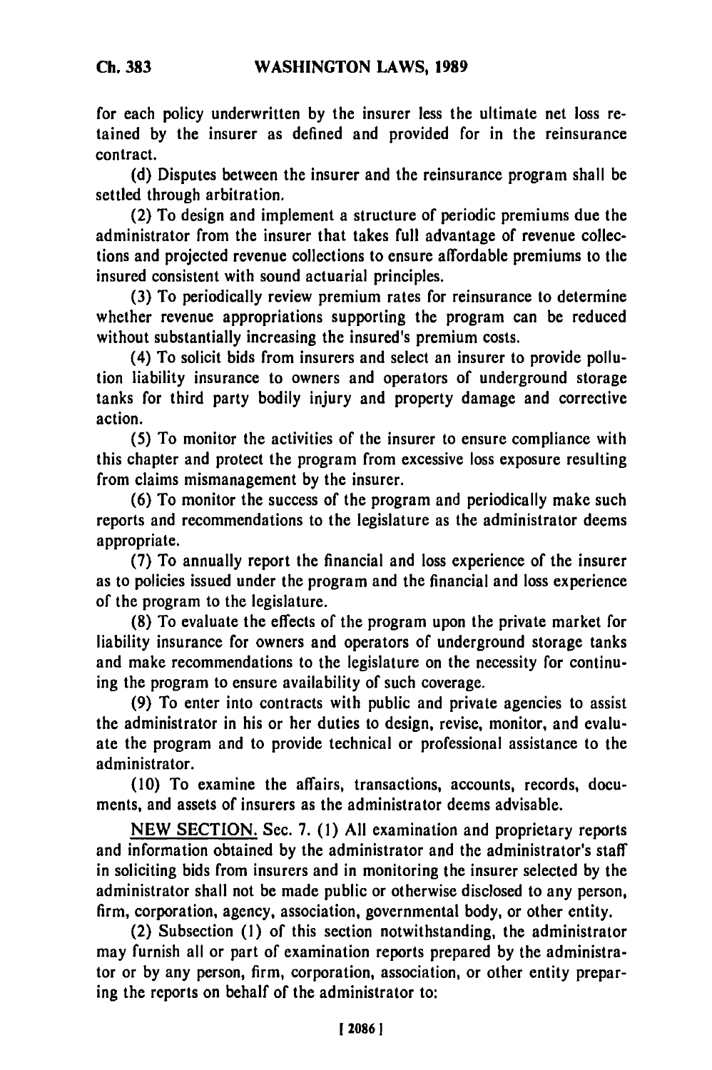for each policy underwritten by the insurer less the ultimate net loss retained by the insurer as defined and provided for in the reinsurance contract.

(d) Disputes between the insurer and the reinsurance program shall be settled through arbitration.

(2) To design and implement a structure of periodic premiums due the administrator from the insurer that takes full advantage of revenue collections and projected revenue collections to ensure affordable premiums to the insured consistent with sound actuarial principles.

(3) To periodically review premium rates for reinsurance to determine whether revenue appropriations supporting the program can be reduced without substantially increasing the insured's premium costs.

(4) To solicit bids from insurers and select an insurer to provide pollution liability insurance to owners and operators of underground storage tanks for third party bodily injury and property damage and corrective action.

(5) To monitor the activities of the insurer to ensure compliance with this chapter and protect the program from excessive loss exposure resulting from claims mismanagement by the insurer.

(6) To monitor the success of the program and periodically make such reports and recommendations to the legislature as the administrator deems appropriate.

(7) To annually report the financial and loss experience of the insurer as to policies issued under the program and the financial and loss experience of the program to the legislature.

(8) To evaluate the effects of the program upon the private market for liability insurance for owners and operators of underground storage tanks and make recommendations to the legislature on the necessity for continuing the program to ensure availability of such coverage.

(9) To enter into contracts with public and private agencies to assist the administrator in his or her duties to design, revise, monitor, and evaluate the program and to provide technical or professional assistance to the administrator.

(10) To examine the affairs, transactions, accounts, records, documents, and assets of insurers as the administrator deems advisable.

NEW SECTION. Sec. 7. (1) All examination and proprietary reports and information obtained by the administrator and the administrator's staff in soliciting bids from insurers and in monitoring the insurer selected by the administrator shall not be made public or otherwise disclosed to any person, firm, corporation, agency, association, governmental body, or other entity.

(2) Subsection (1) of this section notwithstanding, the administrator may furnish all or part of examination reports prepared by the administrator or by any person, firm, corporation, association, or other entity preparing the reports on behalf of the administrator to: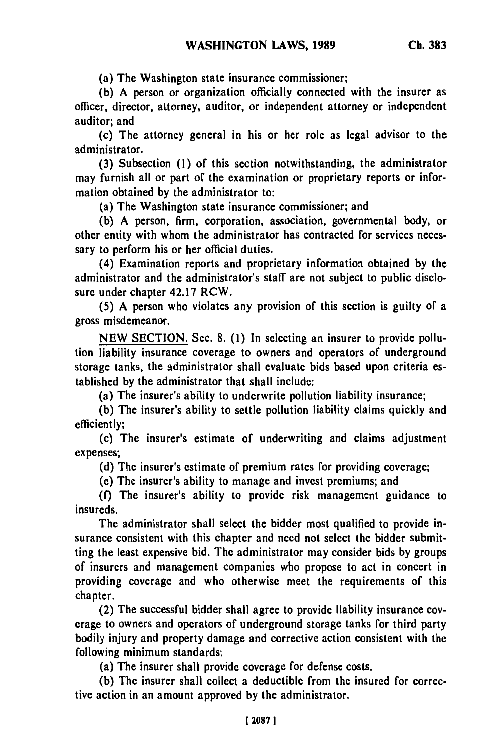(a) The Washington state insurance commissioner;

(b) A person or organization officially connected with the insurer as officer, director, attorney, auditor, or independent attorney or independent auditor; and

(c) The attorney general in his or her role as legal advisor to the administrator.

(3) Subsection (1) of this section notwithstanding, the administrator may furnish all or part of the examination or proprietary reports or information obtained by the administrator to:

(a) The Washington state insurance commissioner; and

(b) A person, firm, corporation, association, governmental body, or other entity with whom the administrator has contracted for services necessary to perform his or her official duties.

(4) Examination reports and proprietary information obtained by the administrator and the administrator's staff are not subject to public disclosure under chapter 42.17 RCW.

(5) A person who violates any provision of this section is guilty of a gross misdemeanor.

NEW SECTION. Sec. 8. (1) In selecting an insurer to provide pollution liability insurance coverage to owners and operators of underground storage tanks, the administrator shall evaluate bids based upon criteria established by the administrator that shall include:

(a) The insurer's ability to underwrite pollution liability insurance;

(b) The insurer's ability to settle pollution liability claims quickly and efficiently;

(c) The insurer's estimate of underwriting and claims adjustment expenses;

(d) The insurer's estimate of premium rates for providing coverage;

(e) The insurer's ability to manage and invest premiums; and

(f) The insurer's ability to provide risk management guidance to insureds.

The administrator shall select the bidder most qualified to provide insurance consistent with this chapter and need not select the bidder submitting the least expensive bid. The administrator may consider bids by groups of insurers and management companies who propose to act in concert in providing coverage and who otherwise meet the requirements of this chapter.

(2) The successful bidder shall agree to provide liability insurance coverage to owners and operators of underground storage tanks for third party bodily injury and property damage and corrective action consistent with the following minimum standards:

(a) The insurer shall provide coverage for defense costs.

(b) The insurer shall collect a deductible from the insured for corrective action in an amount approved by the administrator.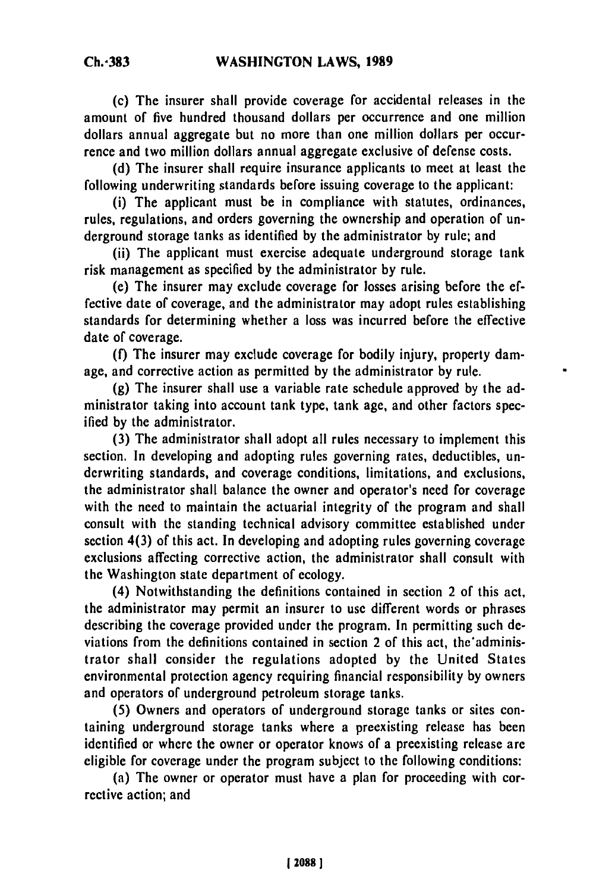(c) The insurer shall provide coverage for accidental releases in the amount of five hundred thousand dollars per occurrence and one million dollars annual aggregate but no more than one million dollars per occurrence and two million dollars annual aggregate exclusive of defense costs.

(d) The insurer shall require insurance applicants to meet at least the following underwriting standards before issuing coverage to the applicant:

(i) The applicant must be in compliance with statutes, ordinances, rules, regulations, and orders governing the ownership and operation of underground storage tanks as identified by the administrator by rule; and

(ii) The applicant must exercise adequate underground storage tank risk management as specified by the administrator by rule.

(e) The insurer may exclude coverage for losses arising before the effective date of coverage, and the administrator may adopt rules establishing standards for determining whether a loss was incurred before the effective date of coverage.

(f) The insurer may exclude coverage for bodily injury, property damage, and corrective action as permitted by the administrator by rule.

(g) The insurer shall use a variable rate schedule approved by the administrator taking into account tank type, tank age, and other factors specified by the administrator.

(3) The administrator shall adopt all rules necessary to implement this section. In developing and adopting rules governing rates, deductibles, underwriting standards, and coverage conditions, limitations, and exclusions, the administrator shall balance the owner and operator's need for coverage with the need to maintain the actuarial integrity of the program and shall consult with the standing technical advisory committee established under section 4(3) of this act. In developing and adopting rules governing coverage exclusions affecting corrective action, the administrator shall consult with the Washington state department of ecology.

(4) Notwithstanding the definitions contained in section 2 of this act, the administrator may permit an insurer to use different words or phrases describing the coverage provided under the program. In permitting such deviations from the definitions contained in section 2 of this act, the administrator shall consider the regulations adopted by the United States environmental protection agency requiring financial responsibility by owners and operators of underground petroleum storage tanks.

(5) Owners and operators of underground storage tanks or sites containing underground storage tanks where a preexisting release has been identified or where the owner or operator knows of a preexisting release are eligible for coverage under the program subject to the following conditions:

(a) The owner or operator must have a plan for proceeding with corrective action; and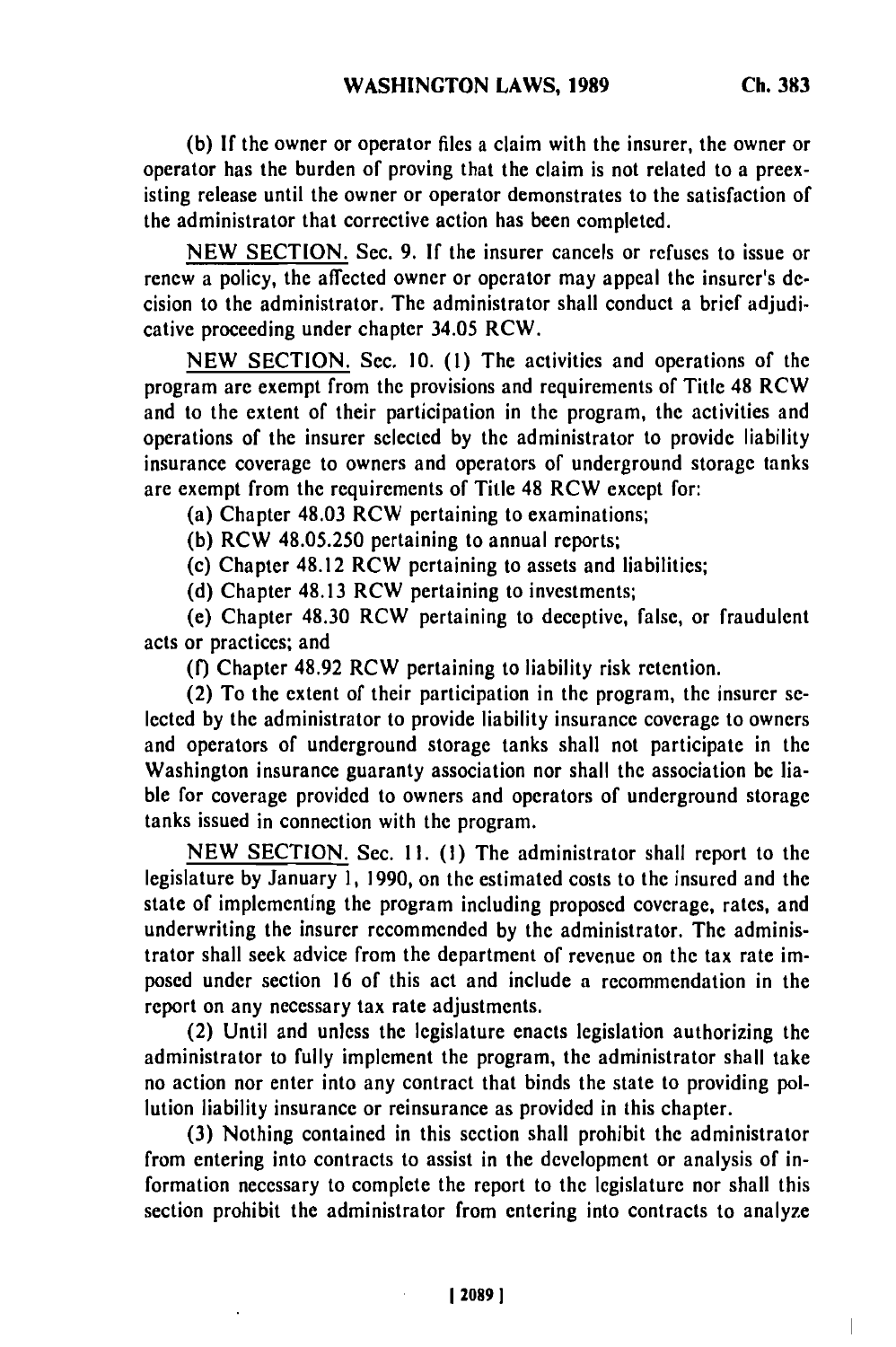(b) If the owner or operator files a claim with the insurer, the owner or operator has the burden of proving that the claim is not related to a preexisting release until the owner or operator demonstrates to the satisfaction of the administrator that corrective action has been completed.

NEW SECTION. Sec. 9. If the insurer cancels or refuses to issue or renew a policy, the affected owner or operator may appeal the insurer's decision to the administrator. The administrator shall conduct a brief adjudicative proceeding under chapter 34.05 RCW.

NEW SECTION. Sec. 10. (1) The activities and operations of the program are exempt from the provisions and requirements of Title 48 RCW and to the extent of their participation in the program, the activities and operations of the insurer selected by the administrator to provide liability insurance coverage to owners and operators of underground storage tanks are exempt from the requirements of Title 48 RCW except for:

(a) Chapter 48.03 RCW pertaining to examinations;

(b) RCW 48.05.250 pertaining to annual reports;

(c) Chapter 48.12 RCW pertaining to assets and liabilities;

(d) Chapter 48.13 RCW pertaining to investments;

(e) Chapter 48.30 RCW pertaining to deceptive, false, or fraudulent acts or practices; and

(f) Chapter 48.92 RCW pertaining to liability risk retention.

(2) To the extent of their participation in the program, the insurer selected by the administrator to provide liability insurance coverage to owners and operators of underground storage tanks shall not participate in the Washington insurance guaranty association nor shall the association be liable for coverage provided to owners and operators of underground storage tanks issued in connection with the program.

NEW SECTION. Sec. 11. (1) The administrator shall report to the legislature by January 1, 1990, on the estimated costs to the insured and the state of implementing the program including proposed coverage, rates, and underwriting the insurer recommended by the administrator. The administrator shall seek advice from the department of revenue on the tax rate imposed under section 16 of this act and include a recommendation in the report on any necessary tax rate adjustments.

(2) Until and unless the legislature enacts legislation authorizing the administrator to fully implement the program, the administrator shall take no action nor enter into any contract that binds the state to providing pollution liability insurance or reinsurance as provided in this chapter.

(3) Nothing contained in this section shall prohibit the administrator from entering into contracts to assist in the development or analysis of information necessary to complete the report to the legislature nor shall this section prohibit the administrator from entering into contracts to analyze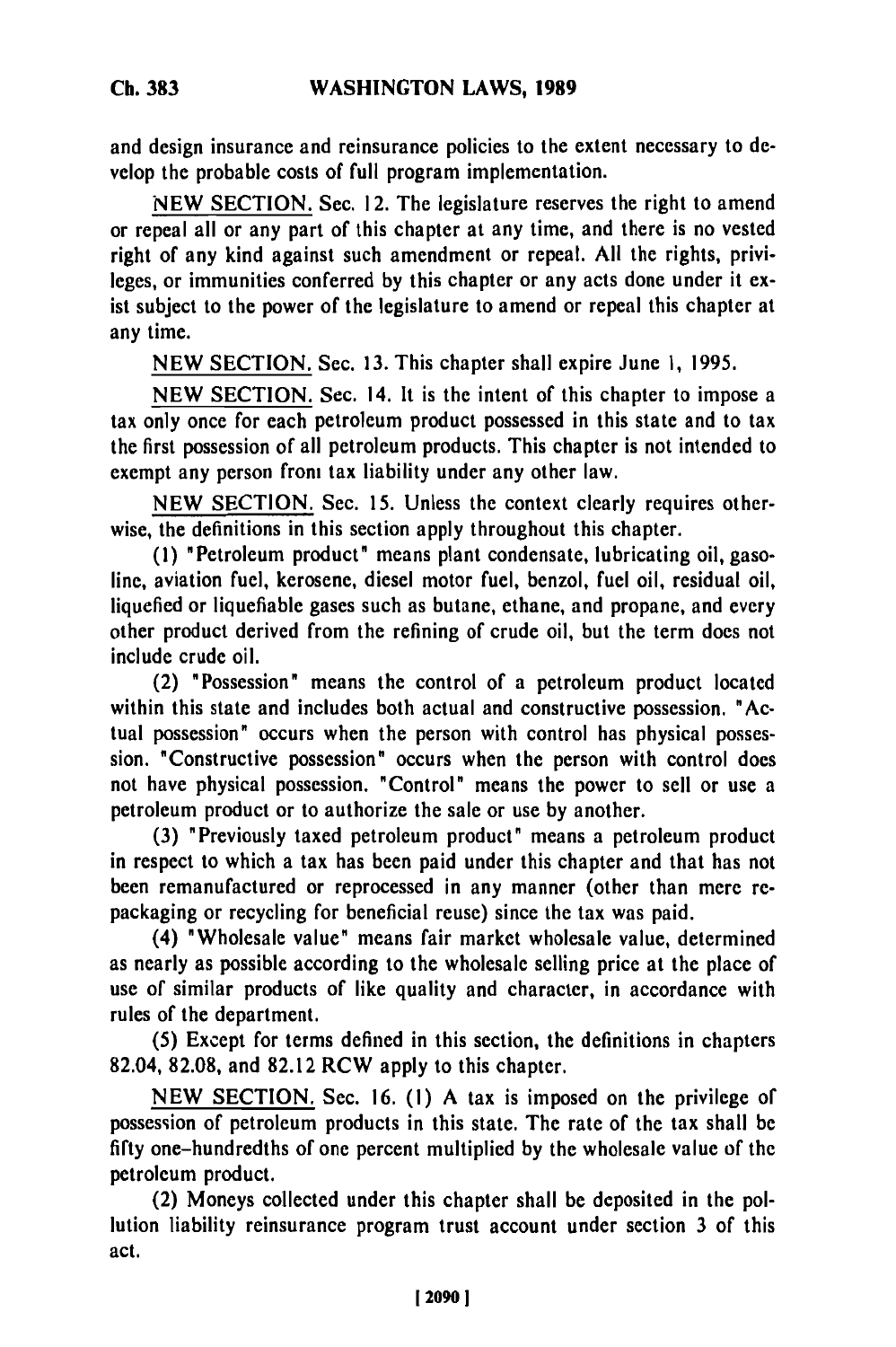and design insurance and reinsurance policies to the extent necessary to develop the probable costs of full program implementation.

NEW SECTION. Sec. 12. The legislature reserves the right to amend or repeal all or any part of this chapter at any time, and there is no vested right of any kind against such amendment or repeal. All the rights, privileges, or immunities conferred by this chapter or any acts done under it exist subject to the power of the legislature to amend or repeal this chapter at any time.

NEW SECTION. Sec. 13. This chapter shall expire June 1, 1995.

NEW SECTION. Sec. 14. It is the intent of this chapter to impose a tax only once for each petroleum product possessed in this state and to tax the first possession of all petroleum products. This chapter is not intended to exempt any person from tax liability under any other law.

NEW SECTION. Sec. 15. Unless the context clearly requires otherwise, the definitions in this section apply throughout this chapter.

(1) "Petroleum product" means plant condensate, lubricating oil, gasoline, aviation fuel, kerosene, diesel motor fuel, benzol, fuel oil, residual oil, liquefied or liquefiable gases such as butane, ethane, and propane, and every other product derived from the refining of crude oil, but the term does not include crude oil.

(2) "Possession" means the control of a petroleum product located within this state and includes both actual and constructive possession. "Actual possession" occurs when the person with control has physical possession. "Constructive possession" occurs when the person with control does not have physical possession. "Control" means the power to sell or use a petroleum product or to authorize the sale or use by another.

(3) "Previously taxed petroleum product" means a petroleum product in respect to which a tax has been paid under this chapter and that has not been remanufactured or reprocessed in any manner (other than mere repackaging or recycling for beneficial reuse) since the tax was paid.

(4) "Wholesale value" means fair market wholesale value, determined as nearly as possible according to the wholesale selling price at the place of use of similar products of like quality and character, in accordance with rules of the department.

(5) Except for terms defined in this section, the definitions in chapters 82.04, 82.08, and 82.12 RCW apply to this chapter.

NEW SECTION. Sec. 16. (1) A tax is imposed on the privilege of possession of petroleum products in this state. The rate of the tax shall be fifty one-hundredths of one percent multiplied by the wholesale value of the petroleum product.

(2) Moneys collected under this chapter shall be deposited in the pollution liability reinsurance program trust account under section 3 of this act.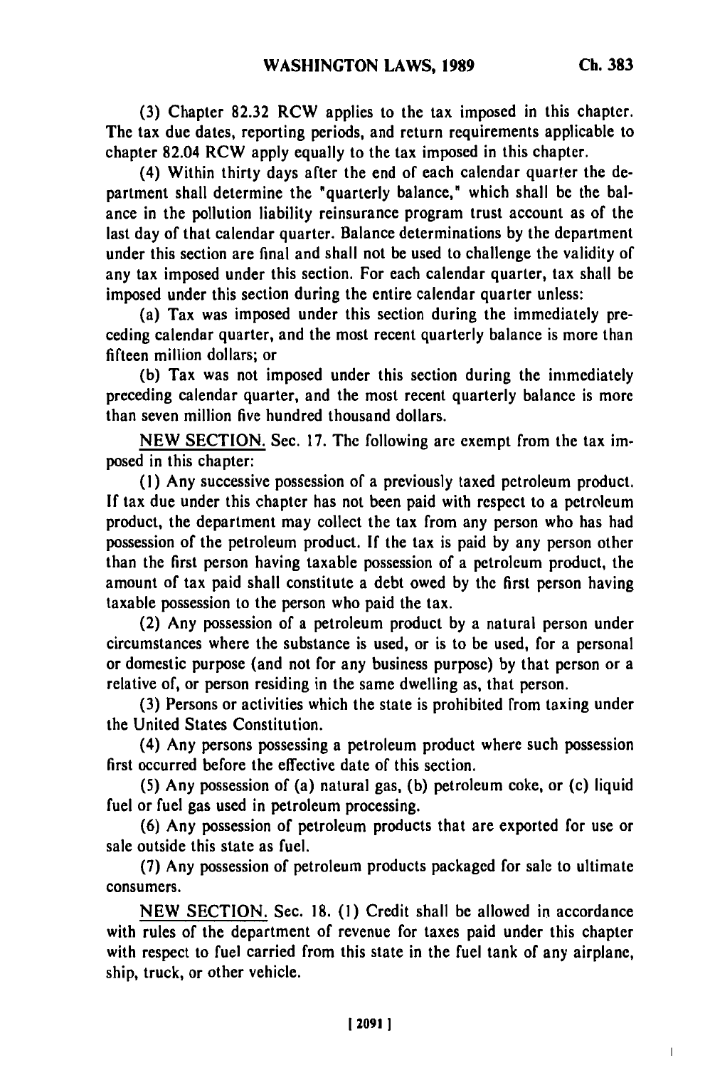(3) Chapter 82.32 RCW applies to the tax imposed in this chapter. The tax due dates, reporting periods, and return requirements applicable to chapter 82.04 RCW apply equally to the tax imposed in this chapter.

(4) Within thirty days after the end of each calendar quarter the department shall determine the "quarterly balance," which shall be the balance in the pollution liability reinsurance program trust account as of the last day of that calendar quarter. Balance determinations by the department under this section are final and shall not be used to challenge the validity of any tax imposed under this section. For each calendar quarter, tax shall be imposed under this section during the entire calendar quarter unless:

(a) Tax was imposed under this section during the immediately preceding calendar quarter, and the most recent quarterly balance is more than fifteen million dollars; or

(b) Tax was not imposed under this section during the immediately preceding calendar quarter, and the most recent quarterly balance is more than seven million five hundred thousand dollars.

NEW SECTION. Sec. 17. The following are exempt from the tax imposed in this chapter:

(1) Any successive possession of a previously taxed petroleum product. If tax due under this chapter has not been paid with respect to a petroleum product, the department may collect the tax from any person who has had possession of the petroleum product. If the tax is paid by any person other than the first person having taxable possession of a petroleum product, the amount of tax paid shall constitute a debt owed by the first person having taxable possession to the person who paid the tax.

(2) Any possession of a petroleum product by a natural person under circumstances where the substance is used, or is to be used, for a personal or domestic purpose (and not for any business purpose) by that person or a relative of, or person residing in the same dwelling as, that person.

(3) Persons or activities which the state is prohibited from taxing under the United States Constitution.

(4) Any persons possessing a petroleum product where such possession first occurred before the effective date of this section.

(5) Any possession of (a) natural gas, (b) petroleum coke, or (c) liquid fuel or fuel gas used in petroleum processing.

(6) Any possession of petroleum products that are exported for use or sale outside this state as fuel.

(7) Any possession of petroleum products packaged for sale to ultimate consumers.

NEW SECTION. Sec. 18. (1) Credit shall be allowed in accordance with rules of the department of revenue for taxes paid under this chapter with respect to fuel carried from this state in the fuel tank of any airplane, ship, truck, or other vehicle.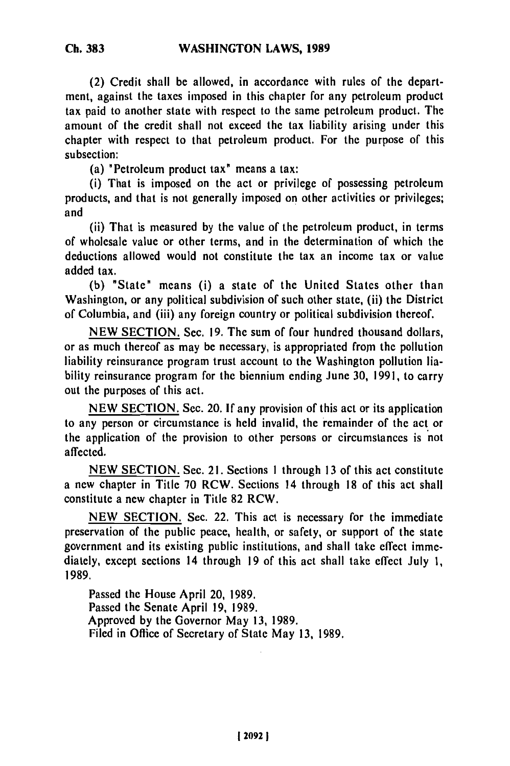(2) Credit shall be allowed, in accordance with rules of the department, against the taxes imposed in this chapter for any petroleum product tax paid to another state with respect to the same petroleum product. The amount of the credit shall not exceed the tax liability arising under this chapter with respect to that petroleum product. For the purpose of this subsection:

(a) "Petroleum product tax" means a tax:

(i) That is imposed on the act or privilege of possessing petroleum products, and that is not generally imposed on other activities or privileges; and

(ii) That is measured by the value of the petroleum product, in terms of wholesale value or other terms, and in the determination of which the deductions allowed would not constitute the tax an income tax or value added tax.

(b) "State" means (i) a state of the United States other than Washington, or any political subdivision of such other state, (ii) the District of Columbia, and (iii) any foreign country or political subdivision thereof.

NEW SECTION. Sec. 19. The sum of four hundred thousand dollars, or as much thereof as may be necessary, is appropriated from the pollution liability reinsurance program trust account to the Washington pollution liability reinsurance program for the biennium ending June 30, 1991, to carry out the purposes of this act.

NEW SECTION. Sec. 20. If any provision of this act or its application to any person or circumstance is held invalid, the remainder of the act or the application of the provision to other persons or circumstances is not affected.

NEW SECTION. Sec. 21. Sections 1 through 13 of this act constitute a new chapter in Title 70 RCW. Sections 14 through 18 of this act shall constitute a new chapter in Title 82 RCW.

NEW SECTION. Sec. 22. This act is necessary for the immediate preservation of the public peace, health, or safety, or support of the state government and its existing public institutions, and shall take effect immediately, except sections 14 through 19 of this act shall take effect July 1, 1989.

Passed the House April 20, 1989.
Passed the Senate April 19, 1989.
Approved by the Governor May 13, 1989.
Filed in Office of Secretary of State May 13, 1989.